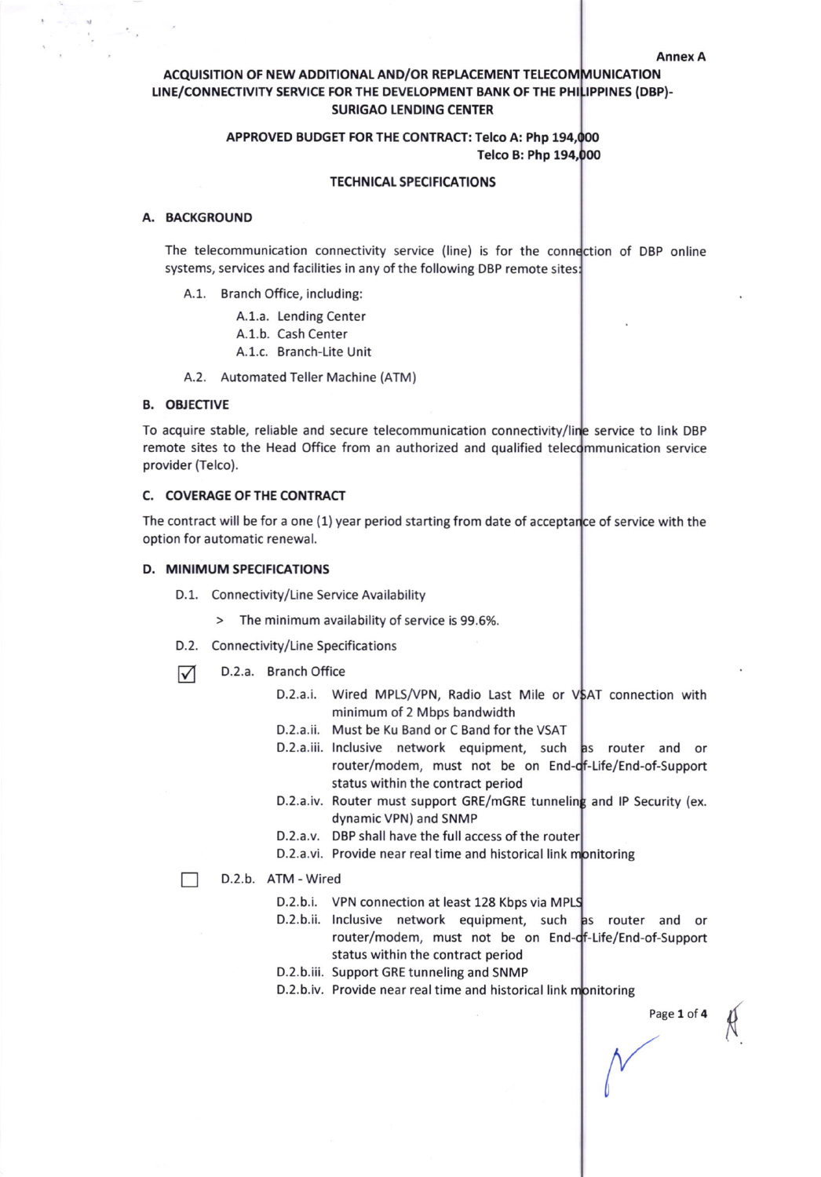Annex A

# ACQUISITION OF NEW ADDITIONAL AND/OR REPLACEMENT TELECOMMUNICATION LINE/CONNECTIVITY SERVICE FOR THE DEVELOPMENT BANK OF THE PHILIPPINES (DBP)-SURIGAO LENDING CENTER

**APPROVED BUDGET FOR THE CONTRACT: Telco A: Php 194,000**
**Telco B: Php 194,000**

## TECHNICAL SPECIFICATIONS

### A. BACKGROUND

The telecommunication connectivity service (line) is for the connection of DBP online systems, services and facilities in any of the following DBP remote sites:

- A.1. Branch Office, including:
  - A.1.a. Lending Center
  - A.1.b. Cash Center
  - A.1.c. Branch-Lite Unit
- A.2. Automated Teller Machine (ATM)

### B. OBJECTIVE

To acquire stable, reliable and secure telecommunication connectivity/line service to link DBP remote sites to the Head Office from an authorized and qualified telecommunication service provider (Telco).

### C. COVERAGE OF THE CONTRACT

The contract will be for a one (1) year period starting from date of acceptance of service with the option for automatic renewal.

### D. MINIMUM SPECIFICATIONS

- D.1. Connectivity/Line Service Availability
  - > The minimum availability of service is 99.6%.
- D.2. Connectivity/Line Specifications

☑ D.2.a. Branch Office

- D.2.a.i. Wired MPLS/VPN, Radio Last Mile or VSAT connection with minimum of 2 Mbps bandwidth
- D.2.a.ii. Must be Ku Band or C Band for the VSAT
- D.2.a.iii. Inclusive network equipment, such as router and or router/modem, must not be on End-of-Life/End-of-Support status within the contract period
- D.2.a.iv. Router must support GRE/mGRE tunneling and IP Security (ex. dynamic VPN) and SNMP
- D.2.a.v. DBP shall have the full access of the router
- D.2.a.vi. Provide near real time and historical link monitoring

☐ D.2.b. ATM - Wired

- D.2.b.i. VPN connection at least 128 Kbps via MPLS
- D.2.b.ii. Inclusive network equipment, such as router and or router/modem, must not be on End-of-Life/End-of-Support status within the contract period
- D.2.b.iii. Support GRE tunneling and SNMP
- D.2.b.iv. Provide near real time and historical link monitoring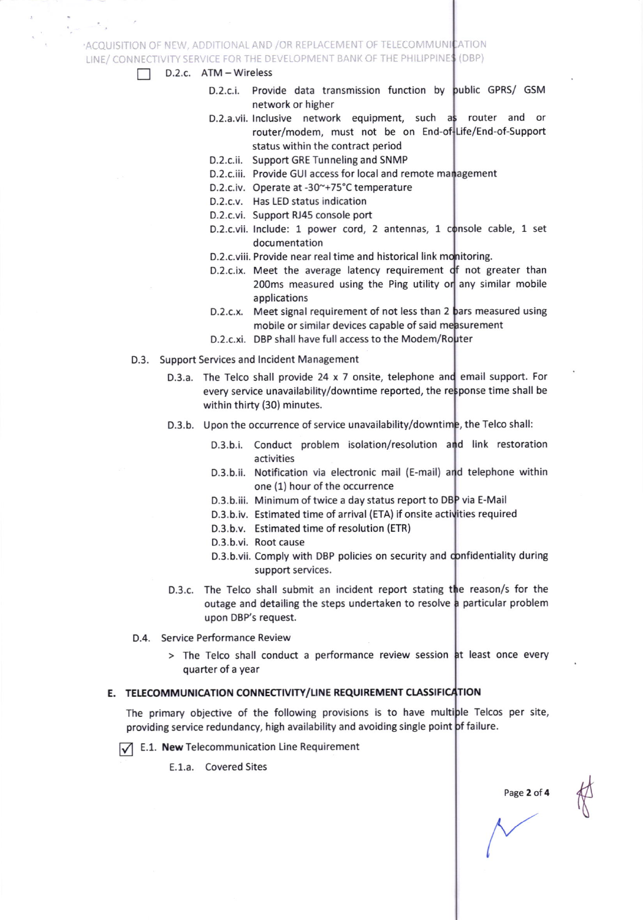☐ D.2.c. ATM – Wireless

- D.2.c.i. Provide data transmission function by public GPRS/ GSM network or higher
- D.2.a.vii. Inclusive network equipment, such as router and or router/modem, must not be on End-of-Life/End-of-Support status within the contract period
- D.2.c.ii. Support GRE Tunneling and SNMP
- D.2.c.iii. Provide GUI access for local and remote management
- D.2.c.iv. Operate at -30~+75°C temperature
- D.2.c.v. Has LED status indication
- D.2.c.vi. Support RJ45 console port
- D.2.c.vii. Include: 1 power cord, 2 antennas, 1 console cable, 1 set documentation
- D.2.c.viii. Provide near real time and historical link monitoring.
- D.2.c.ix. Meet the average latency requirement of not greater than 200ms measured using the Ping utility or any similar mobile applications
- D.2.c.x. Meet signal requirement of not less than 2 bars measured using mobile or similar devices capable of said measurement
- D.2.c.xi. DBP shall have full access to the Modem/Router

D.3. Support Services and Incident Management

D.3.a. The Telco shall provide 24 x 7 onsite, telephone and email support. For every service unavailability/downtime reported, the response time shall be within thirty (30) minutes.

D.3.b. Upon the occurrence of service unavailability/downtime, the Telco shall:

- D.3.b.i. Conduct problem isolation/resolution and link restoration activities
- D.3.b.ii. Notification via electronic mail (E-mail) and telephone within one (1) hour of the occurrence
- D.3.b.iii. Minimum of twice a day status report to DBP via E-Mail
- D.3.b.iv. Estimated time of arrival (ETA) if onsite activities required
- D.3.b.v. Estimated time of resolution (ETR)
- D.3.b.vi. Root cause
- D.3.b.vii. Comply with DBP policies on security and confidentiality during support services.

D.3.c. The Telco shall submit an incident report stating the reason/s for the outage and detailing the steps undertaken to resolve a particular problem upon DBP's request.

D.4. Service Performance Review

> The Telco shall conduct a performance review session at least once every quarter of a year

**E. TELECOMMUNICATION CONNECTIVITY/LINE REQUIREMENT CLASSIFICATION**

The primary objective of the following provisions is to have multiple Telcos per site, providing service redundancy, high availability and avoiding single point of failure.

☑ E.1. **New** Telecommunication Line Requirement

E.1.a. Covered Sites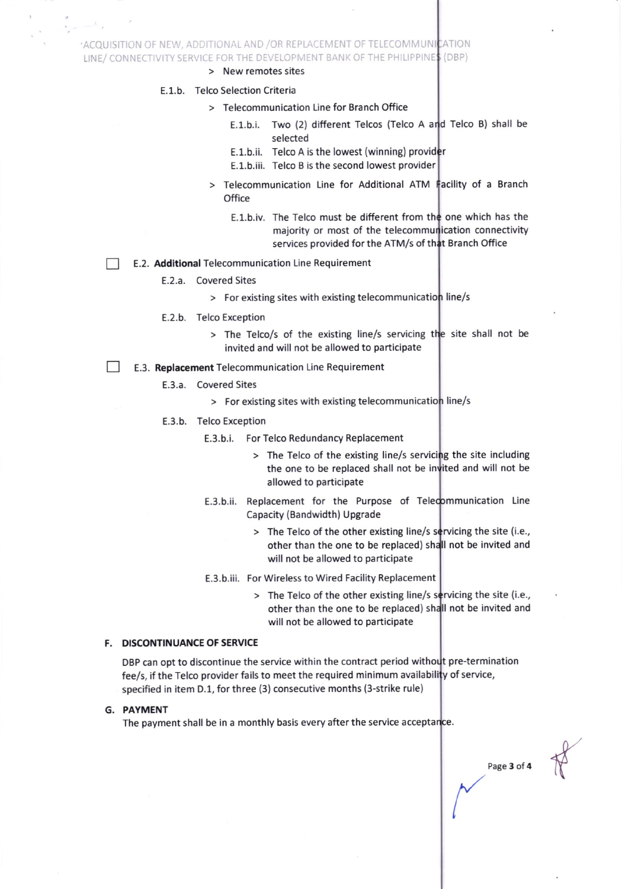> New remotes sites

E.1.b. Telco Selection Criteria

> Telecommunication Line for Branch Office

E.1.b.i. Two (2) different Telcos (Telco A and Telco B) shall be selected

E.1.b.ii. Telco A is the lowest (winning) provider

E.1.b.iii. Telco B is the second lowest provider

> Telecommunication Line for Additional ATM Facility of a Branch Office

E.1.b.iv. The Telco must be different from the one which has the majority or most of the telecommunication connectivity services provided for the ATM/s of that Branch Office

☐ E.2. **Additional** Telecommunication Line Requirement

E.2.a. Covered Sites

> For existing sites with existing telecommunication line/s

E.2.b. Telco Exception

> The Telco/s of the existing line/s servicing the site shall not be invited and will not be allowed to participate

☐ E.3. **Replacement** Telecommunication Line Requirement

E.3.a. Covered Sites

> For existing sites with existing telecommunication line/s

E.3.b. Telco Exception

E.3.b.i. For Telco Redundancy Replacement

> The Telco of the existing line/s servicing the site including the one to be replaced shall not be invited and will not be allowed to participate

E.3.b.ii. Replacement for the Purpose of Telecommunication Line Capacity (Bandwidth) Upgrade

> The Telco of the other existing line/s servicing the site (i.e., other than the one to be replaced) shall not be invited and will not be allowed to participate

E.3.b.iii. For Wireless to Wired Facility Replacement

> The Telco of the other existing line/s servicing the site (i.e., other than the one to be replaced) shall not be invited and will not be allowed to participate

## F. DISCONTINUANCE OF SERVICE

DBP can opt to discontinue the service within the contract period without pre-termination fee/s, if the Telco provider fails to meet the required minimum availability of service, specified in item D.1, for three (3) consecutive months (3-strike rule)

## G. PAYMENT

The payment shall be in a monthly basis every after the service acceptance.